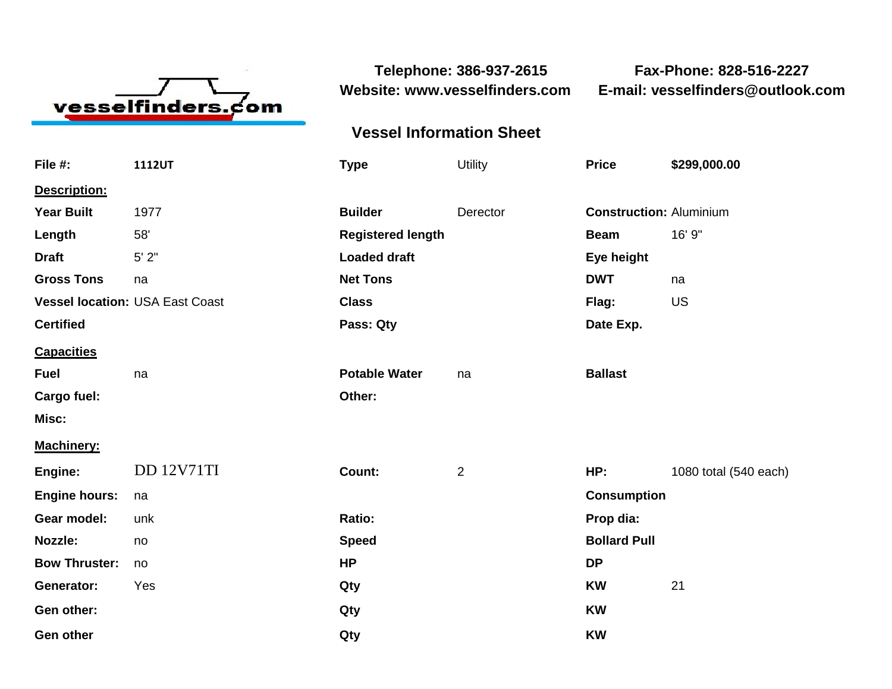vesselfinders.com

**Telephone: 386-937-2615**
**Website: www.vesselfinders.com**

**Fax-Phone: 828-516-2227**
**E-mail: vesselfinders@outlook.com**

## Vessel Information Sheet

| | | | | | |
|---|---|---|---|---|---|
| **File #:** | **1112UT** | **Type** | Utility | **Price** | **$299,000.00** |

**Description:**

| | | | | | |
|---|---|---|---|---|---|
| **Year Built** | 1977 | **Builder** | Derector | **Construction:** | Aluminium |
| **Length** | 58' | **Registered length** | | **Beam** | 16' 9" |
| **Draft** | 5' 2" | **Loaded draft** | | **Eye height** | |
| **Gross Tons** | na | **Net Tons** | | **DWT** | na |
| **Vessel location:** | USA East Coast | **Class** | | **Flag:** | US |
| **Certified** | | **Pass: Qty** | | **Date Exp.** | |

**Capacities**

| | | | | | |
|---|---|---|---|---|---|
| **Fuel** | na | **Potable Water** | na | **Ballast** | |
| **Cargo fuel:** | | **Other:** | | | |
| **Misc:** | | | | | |

**Machinery:**

| | | | | | |
|---|---|---|---|---|---|
| **Engine:** | DD 12V71TI | **Count:** | 2 | **HP:** | 1080 total (540 each) |
| **Engine hours:** | na | | | **Consumption** | |
| **Gear model:** | unk | **Ratio:** | | **Prop dia:** | |
| **Nozzle:** | no | **Speed** | | **Bollard Pull** | |
| **Bow Thruster:** | no | **HP** | | **DP** | |
| **Generator:** | Yes | **Qty** | | **KW** | 21 |
| **Gen other:** | | **Qty** | | **KW** | |
| **Gen other** | | **Qty** | | **KW** | |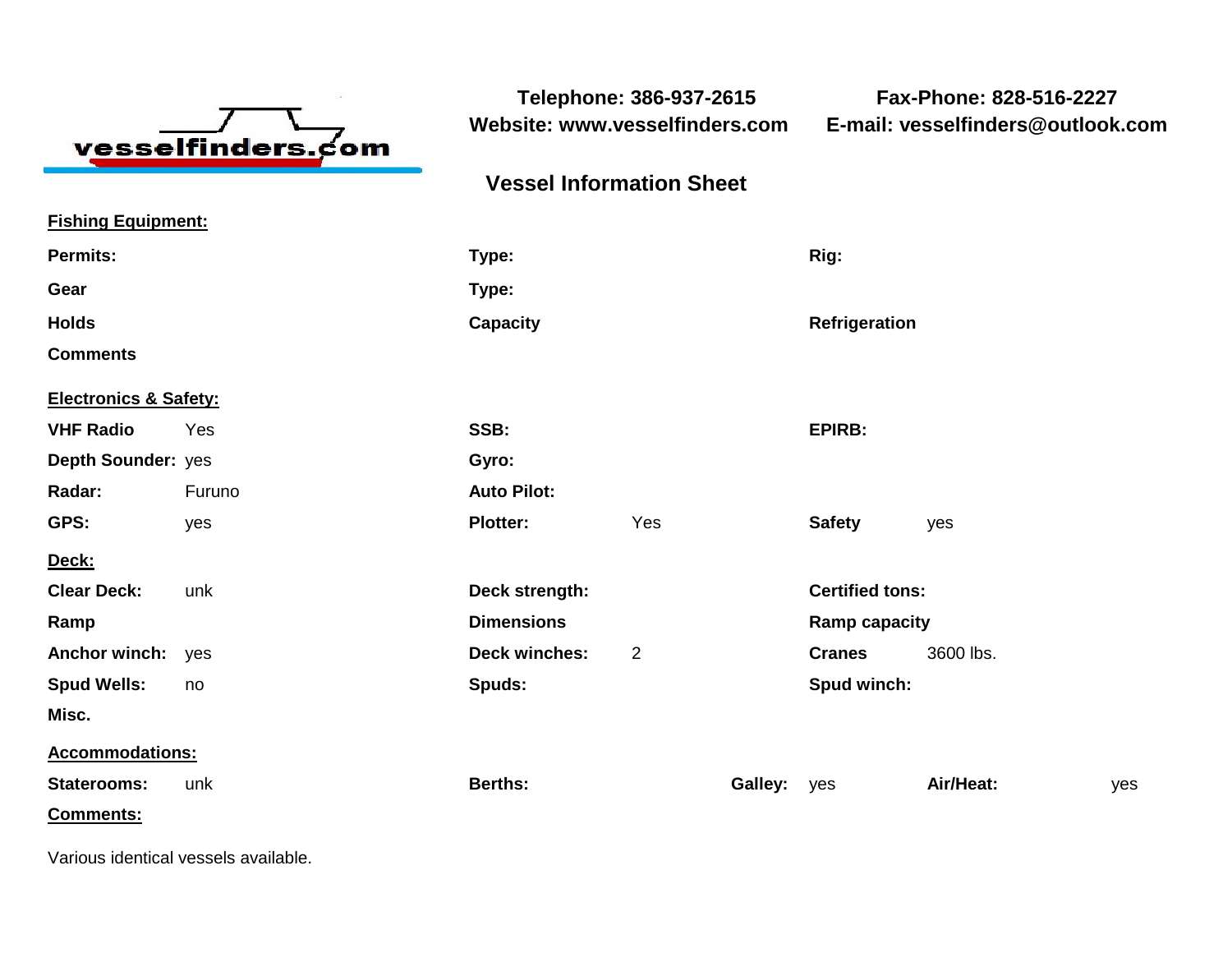vesselfinders.com

**Telephone: 386-937-2615**
**Website: www.vesselfinders.com**

**Fax-Phone: 828-516-2227**
**E-mail: vesselfinders@outlook.com**

## Vessel Information Sheet

**Fishing Equipment:**

| | | | | | |
|---|---|---|---|---|---|
| **Permits:** | | **Type:** | | **Rig:** | |
| **Gear** | | **Type:** | | | |
| **Holds** | | **Capacity** | | **Refrigeration** | |
| **Comments** | | | | | |

**Electronics & Safety:**

| | | | | | |
|---|---|---|---|---|---|
| **VHF Radio** | Yes | **SSB:** | | **EPIRB:** | |
| **Depth Sounder:** | yes | **Gyro:** | | | |
| **Radar:** | Furuno | **Auto Pilot:** | | | |
| **GPS:** | yes | **Plotter:** | Yes | **Safety** | yes |

**Deck:**

| | | | | | |
|---|---|---|---|---|---|
| **Clear Deck:** | unk | **Deck strength:** | | **Certified tons:** | |
| **Ramp** | | **Dimensions** | | **Ramp capacity** | |
| **Anchor winch:** | yes | **Deck winches:** | 2 | **Cranes** | 3600 lbs. |
| **Spud Wells:** | no | **Spuds:** | | **Spud winch:** | |
| **Misc.** | | | | | |

**Accommodations:**

| | | | | | | | |
|---|---|---|---|---|---|---|---|
| **Staterooms:** | unk | **Berths:** | | **Galley:** | yes | **Air/Heat:** | yes |

**Comments:**

Various identical vessels available.